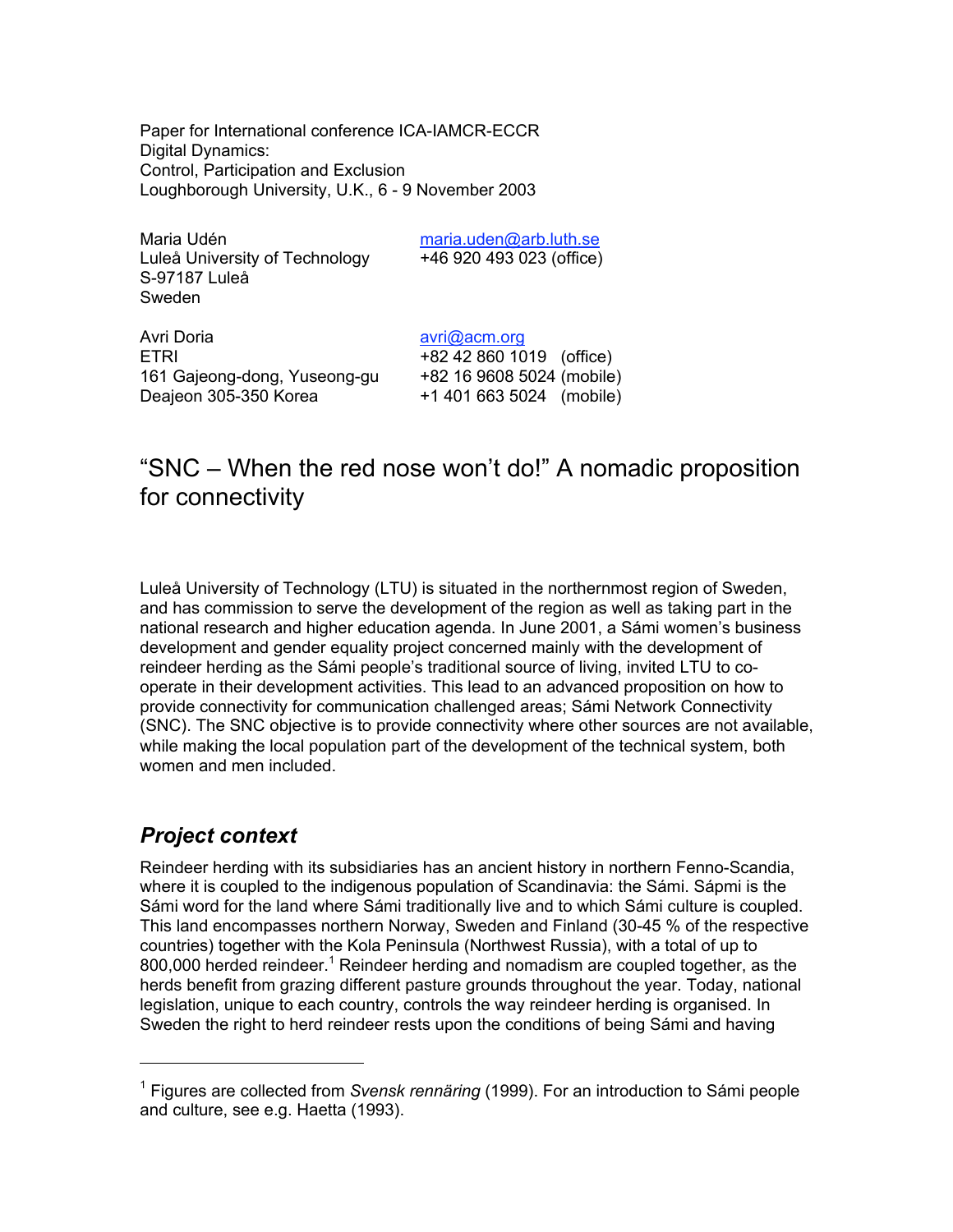Paper for International conference ICA-IAMCR-ECCR
Digital Dynamics:
Control, Participation and Exclusion
Loughborough University, U.K., 6 - 9 November 2003

Maria Udén
Luleå University of Technology
S-97187 Luleå
Sweden

maria.uden@arb.luth.se
+46 920 493 023 (office)

Avri Doria
ETRI
161 Gajeong-dong, Yuseong-gu
Deajeon 305-350 Korea

avri@acm.org
+82 42 860 1019 (office)
+82 16 9608 5024 (mobile)
+1 401 663 5024 (mobile)

# "SNC – When the red nose won't do!" A nomadic proposition for connectivity

Luleå University of Technology (LTU) is situated in the northernmost region of Sweden, and has commission to serve the development of the region as well as taking part in the national research and higher education agenda. In June 2001, a Sámi women's business development and gender equality project concerned mainly with the development of reindeer herding as the Sámi people's traditional source of living, invited LTU to co-operate in their development activities. This lead to an advanced proposition on how to provide connectivity for communication challenged areas; Sámi Network Connectivity (SNC). The SNC objective is to provide connectivity where other sources are not available, while making the local population part of the development of the technical system, both women and men included.

## *Project context*

Reindeer herding with its subsidiaries has an ancient history in northern Fenno-Scandia, where it is coupled to the indigenous population of Scandinavia: the Sámi. Sápmi is the Sámi word for the land where Sámi traditionally live and to which Sámi culture is coupled. This land encompasses northern Norway, Sweden and Finland (30-45 % of the respective countries) together with the Kola Peninsula (Northwest Russia), with a total of up to 800,000 herded reindeer.[1] Reindeer herding and nomadism are coupled together, as the herds benefit from grazing different pasture grounds throughout the year. Today, national legislation, unique to each country, controls the way reindeer herding is organised. In Sweden the right to herd reindeer rests upon the conditions of being Sámi and having

---

[1] Figures are collected from *Svensk rennäring* (1999). For an introduction to Sámi people and culture, see e.g. Haetta (1993).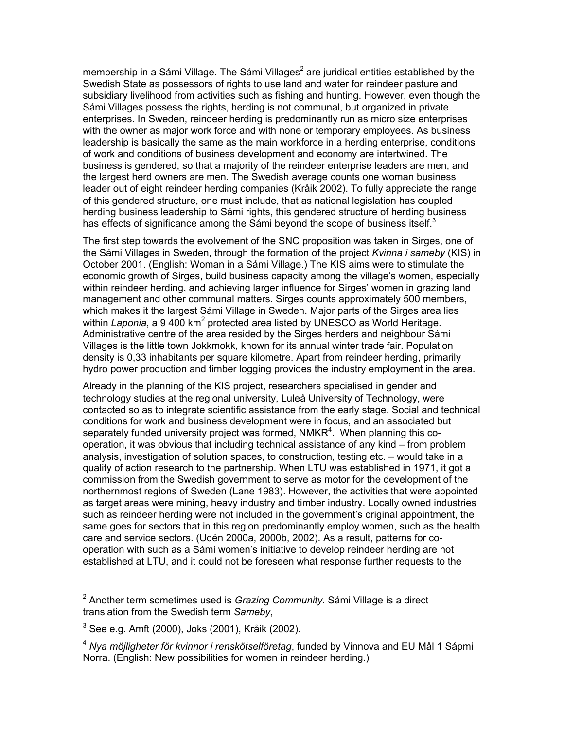membership in a Sámi Village. The Sámi Villages[2] are juridical entities established by the Swedish State as possessors of rights to use land and water for reindeer pasture and subsidiary livelihood from activities such as fishing and hunting. However, even though the Sámi Villages possess the rights, herding is not communal, but organized in private enterprises. In Sweden, reindeer herding is predominantly run as micro size enterprises with the owner as major work force and with none or temporary employees. As business leadership is basically the same as the main workforce in a herding enterprise, conditions of work and conditions of business development and economy are intertwined. The business is gendered, so that a majority of the reindeer enterprise leaders are men, and the largest herd owners are men. The Swedish average counts one woman business leader out of eight reindeer herding companies (Kråik 2002). To fully appreciate the range of this gendered structure, one must include, that as national legislation has coupled herding business leadership to Sámi rights, this gendered structure of herding business has effects of significance among the Sámi beyond the scope of business itself.[3]

The first step towards the evolvement of the SNC proposition was taken in Sirges, one of the Sámi Villages in Sweden, through the formation of the project *Kvinna i sameby* (KIS) in October 2001. (English: Woman in a Sámi Village.) The KIS aims were to stimulate the economic growth of Sirges, build business capacity among the village's women, especially within reindeer herding, and achieving larger influence for Sirges' women in grazing land management and other communal matters. Sirges counts approximately 500 members, which makes it the largest Sámi Village in Sweden. Major parts of the Sirges area lies within *Laponia*, a 9 400 km$^2$ protected area listed by UNESCO as World Heritage. Administrative centre of the area resided by the Sirges herders and neighbour Sámi Villages is the little town Jokkmokk, known for its annual winter trade fair. Population density is 0,33 inhabitants per square kilometre. Apart from reindeer herding, primarily hydro power production and timber logging provides the industry employment in the area.

Already in the planning of the KIS project, researchers specialised in gender and technology studies at the regional university, Luleå University of Technology, were contacted so as to integrate scientific assistance from the early stage. Social and technical conditions for work and business development were in focus, and an associated but separately funded university project was formed, NMKR[4]. When planning this co-operation, it was obvious that including technical assistance of any kind – from problem analysis, investigation of solution spaces, to construction, testing etc. – would take in a quality of action research to the partnership. When LTU was established in 1971, it got a commission from the Swedish government to serve as motor for the development of the northernmost regions of Sweden (Lane 1983). However, the activities that were appointed as target areas were mining, heavy industry and timber industry. Locally owned industries such as reindeer herding were not included in the government's original appointment, the same goes for sectors that in this region predominantly employ women, such as the health care and service sectors. (Udén 2000a, 2000b, 2002). As a result, patterns for co-operation with such as a Sámi women's initiative to develop reindeer herding are not established at LTU, and it could not be foreseen what response further requests to the

---

[2] Another term sometimes used is *Grazing Community*. Sámi Village is a direct translation from the Swedish term *Sameby*,

[3] See e.g. Amft (2000), Joks (2001), Kråik (2002).

[4] *Nya möjligheter för kvinnor i renskötselföretag*, funded by Vinnova and EU Mål 1 Sápmi Norra. (English: New possibilities for women in reindeer herding.)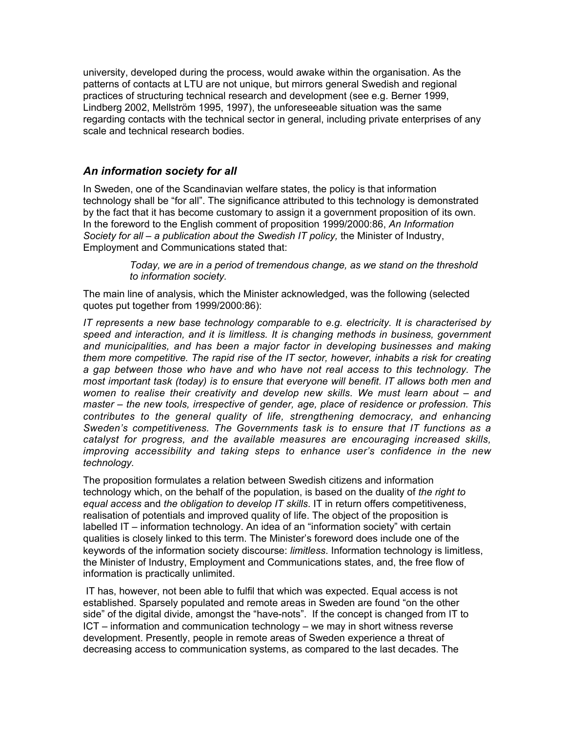university, developed during the process, would awake within the organisation. As the patterns of contacts at LTU are not unique, but mirrors general Swedish and regional practices of structuring technical research and development (see e.g. Berner 1999, Lindberg 2002, Mellström 1995, 1997), the unforeseeable situation was the same regarding contacts with the technical sector in general, including private enterprises of any scale and technical research bodies.

## *An information society for all*

In Sweden, one of the Scandinavian welfare states, the policy is that information technology shall be "for all". The significance attributed to this technology is demonstrated by the fact that it has become customary to assign it a government proposition of its own. In the foreword to the English comment of proposition 1999/2000:86, *An Information Society for all – a publication about the Swedish IT policy,* the Minister of Industry, Employment and Communications stated that:

> *Today, we are in a period of tremendous change, as we stand on the threshold to information society.*

The main line of analysis, which the Minister acknowledged, was the following (selected quotes put together from 1999/2000:86):

*IT represents a new base technology comparable to e.g. electricity. It is characterised by speed and interaction, and it is limitless. It is changing methods in business, government and municipalities, and has been a major factor in developing businesses and making them more competitive. The rapid rise of the IT sector, however, inhabits a risk for creating a gap between those who have and who have not real access to this technology. The most important task (today) is to ensure that everyone will benefit. IT allows both men and women to realise their creativity and develop new skills. We must learn about – and master – the new tools, irrespective of gender, age, place of residence or profession. This contributes to the general quality of life, strengthening democracy, and enhancing Sweden's competitiveness. The Governments task is to ensure that IT functions as a catalyst for progress, and the available measures are encouraging increased skills, improving accessibility and taking steps to enhance user's confidence in the new technology.*

The proposition formulates a relation between Swedish citizens and information technology which, on the behalf of the population, is based on the duality of *the right to equal access* and *the obligation to develop IT skills*. IT in return offers competitiveness, realisation of potentials and improved quality of life. The object of the proposition is labelled IT – information technology. An idea of an "information society" with certain qualities is closely linked to this term. The Minister's foreword does include one of the keywords of the information society discourse: *limitless*. Information technology is limitless, the Minister of Industry, Employment and Communications states, and, the free flow of information is practically unlimited.

IT has, however, not been able to fulfil that which was expected. Equal access is not established. Sparsely populated and remote areas in Sweden are found "on the other side" of the digital divide, amongst the "have-nots". If the concept is changed from IT to ICT – information and communication technology – we may in short witness reverse development. Presently, people in remote areas of Sweden experience a threat of decreasing access to communication systems, as compared to the last decades. The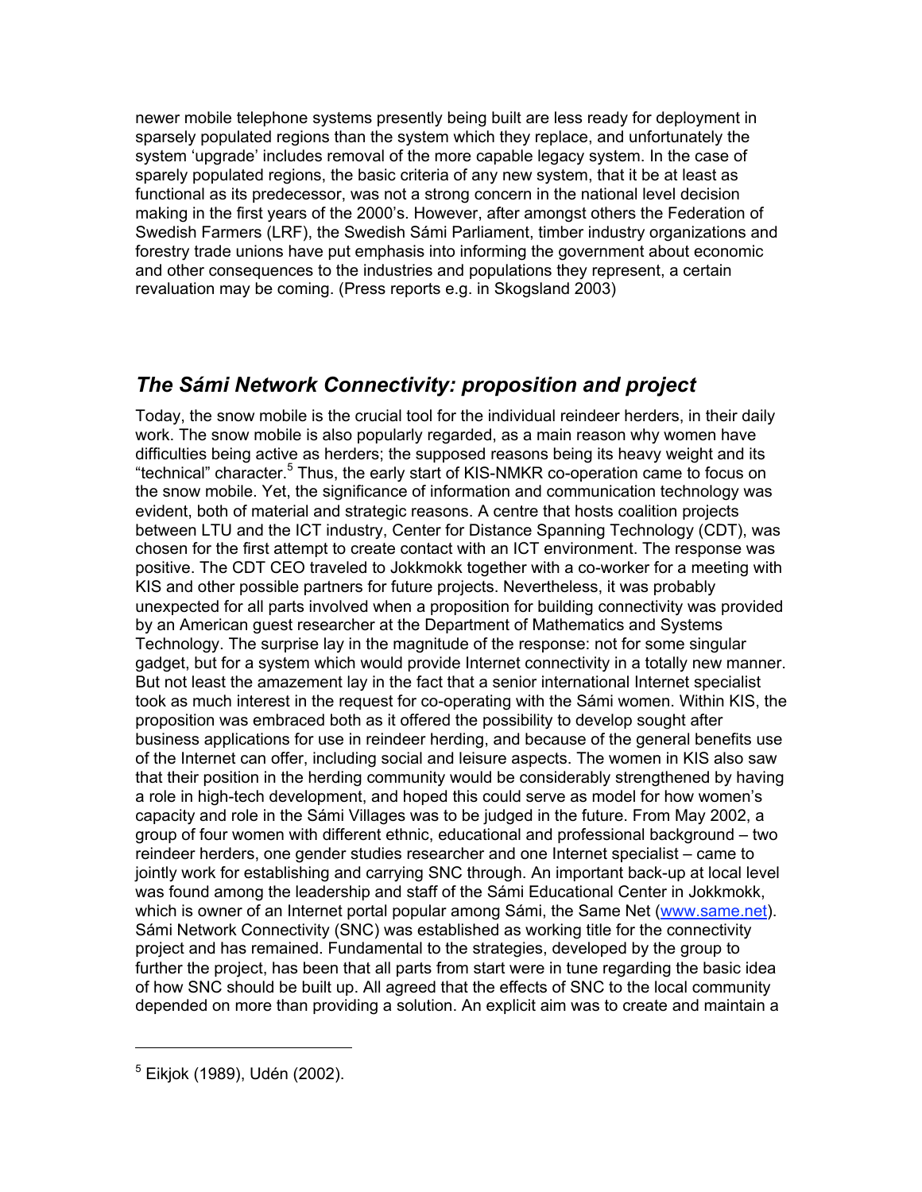newer mobile telephone systems presently being built are less ready for deployment in sparsely populated regions than the system which they replace, and unfortunately the system 'upgrade' includes removal of the more capable legacy system. In the case of sparely populated regions, the basic criteria of any new system, that it be at least as functional as its predecessor, was not a strong concern in the national level decision making in the first years of the 2000's. However, after amongst others the Federation of Swedish Farmers (LRF), the Swedish Sámi Parliament, timber industry organizations and forestry trade unions have put emphasis into informing the government about economic and other consequences to the industries and populations they represent, a certain revaluation may be coming. (Press reports e.g. in Skogsland 2003)

## *The Sámi Network Connectivity: proposition and project*

Today, the snow mobile is the crucial tool for the individual reindeer herders, in their daily work. The snow mobile is also popularly regarded, as a main reason why women have difficulties being active as herders; the supposed reasons being its heavy weight and its "technical" character.[5] Thus, the early start of KIS-NMKR co-operation came to focus on the snow mobile. Yet, the significance of information and communication technology was evident, both of material and strategic reasons. A centre that hosts coalition projects between LTU and the ICT industry, Center for Distance Spanning Technology (CDT), was chosen for the first attempt to create contact with an ICT environment. The response was positive. The CDT CEO traveled to Jokkmokk together with a co-worker for a meeting with KIS and other possible partners for future projects. Nevertheless, it was probably unexpected for all parts involved when a proposition for building connectivity was provided by an American guest researcher at the Department of Mathematics and Systems Technology. The surprise lay in the magnitude of the response: not for some singular gadget, but for a system which would provide Internet connectivity in a totally new manner. But not least the amazement lay in the fact that a senior international Internet specialist took as much interest in the request for co-operating with the Sámi women. Within KIS, the proposition was embraced both as it offered the possibility to develop sought after business applications for use in reindeer herding, and because of the general benefits use of the Internet can offer, including social and leisure aspects. The women in KIS also saw that their position in the herding community would be considerably strengthened by having a role in high-tech development, and hoped this could serve as model for how women's capacity and role in the Sámi Villages was to be judged in the future. From May 2002, a group of four women with different ethnic, educational and professional background – two reindeer herders, one gender studies researcher and one Internet specialist – came to jointly work for establishing and carrying SNC through. An important back-up at local level was found among the leadership and staff of the Sámi Educational Center in Jokkmokk, which is owner of an Internet portal popular among Sámi, the Same Net (www.same.net). Sámi Network Connectivity (SNC) was established as working title for the connectivity project and has remained. Fundamental to the strategies, developed by the group to further the project, has been that all parts from start were in tune regarding the basic idea of how SNC should be built up. All agreed that the effects of SNC to the local community depended on more than providing a solution. An explicit aim was to create and maintain a

---

[5] Eikjok (1989), Udén (2002).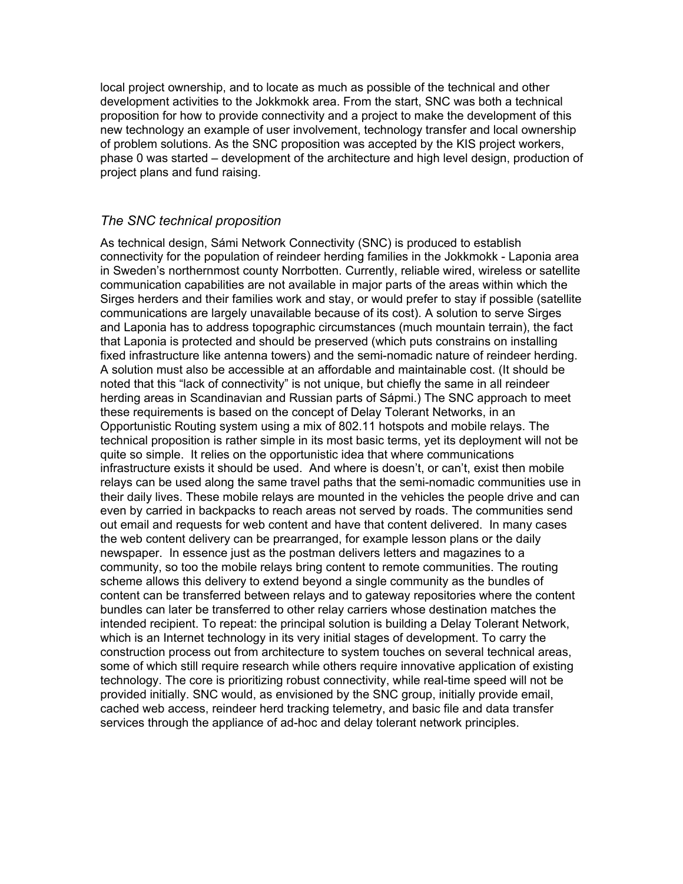local project ownership, and to locate as much as possible of the technical and other development activities to the Jokkmokk area. From the start, SNC was both a technical proposition for how to provide connectivity and a project to make the development of this new technology an example of user involvement, technology transfer and local ownership of problem solutions. As the SNC proposition was accepted by the KIS project workers, phase 0 was started – development of the architecture and high level design, production of project plans and fund raising.

### *The SNC technical proposition*

As technical design, Sámi Network Connectivity (SNC) is produced to establish connectivity for the population of reindeer herding families in the Jokkmokk - Laponia area in Sweden's northernmost county Norrbotten. Currently, reliable wired, wireless or satellite communication capabilities are not available in major parts of the areas within which the Sirges herders and their families work and stay, or would prefer to stay if possible (satellite communications are largely unavailable because of its cost). A solution to serve Sirges and Laponia has to address topographic circumstances (much mountain terrain), the fact that Laponia is protected and should be preserved (which puts constrains on installing fixed infrastructure like antenna towers) and the semi-nomadic nature of reindeer herding. A solution must also be accessible at an affordable and maintainable cost. (It should be noted that this "lack of connectivity" is not unique, but chiefly the same in all reindeer herding areas in Scandinavian and Russian parts of Sápmi.) The SNC approach to meet these requirements is based on the concept of Delay Tolerant Networks, in an Opportunistic Routing system using a mix of 802.11 hotspots and mobile relays. The technical proposition is rather simple in its most basic terms, yet its deployment will not be quite so simple. It relies on the opportunistic idea that where communications infrastructure exists it should be used. And where is doesn't, or can't, exist then mobile relays can be used along the same travel paths that the semi-nomadic communities use in their daily lives. These mobile relays are mounted in the vehicles the people drive and can even by carried in backpacks to reach areas not served by roads. The communities send out email and requests for web content and have that content delivered. In many cases the web content delivery can be prearranged, for example lesson plans or the daily newspaper. In essence just as the postman delivers letters and magazines to a community, so too the mobile relays bring content to remote communities. The routing scheme allows this delivery to extend beyond a single community as the bundles of content can be transferred between relays and to gateway repositories where the content bundles can later be transferred to other relay carriers whose destination matches the intended recipient. To repeat: the principal solution is building a Delay Tolerant Network, which is an Internet technology in its very initial stages of development. To carry the construction process out from architecture to system touches on several technical areas, some of which still require research while others require innovative application of existing technology. The core is prioritizing robust connectivity, while real-time speed will not be provided initially. SNC would, as envisioned by the SNC group, initially provide email, cached web access, reindeer herd tracking telemetry, and basic file and data transfer services through the appliance of ad-hoc and delay tolerant network principles.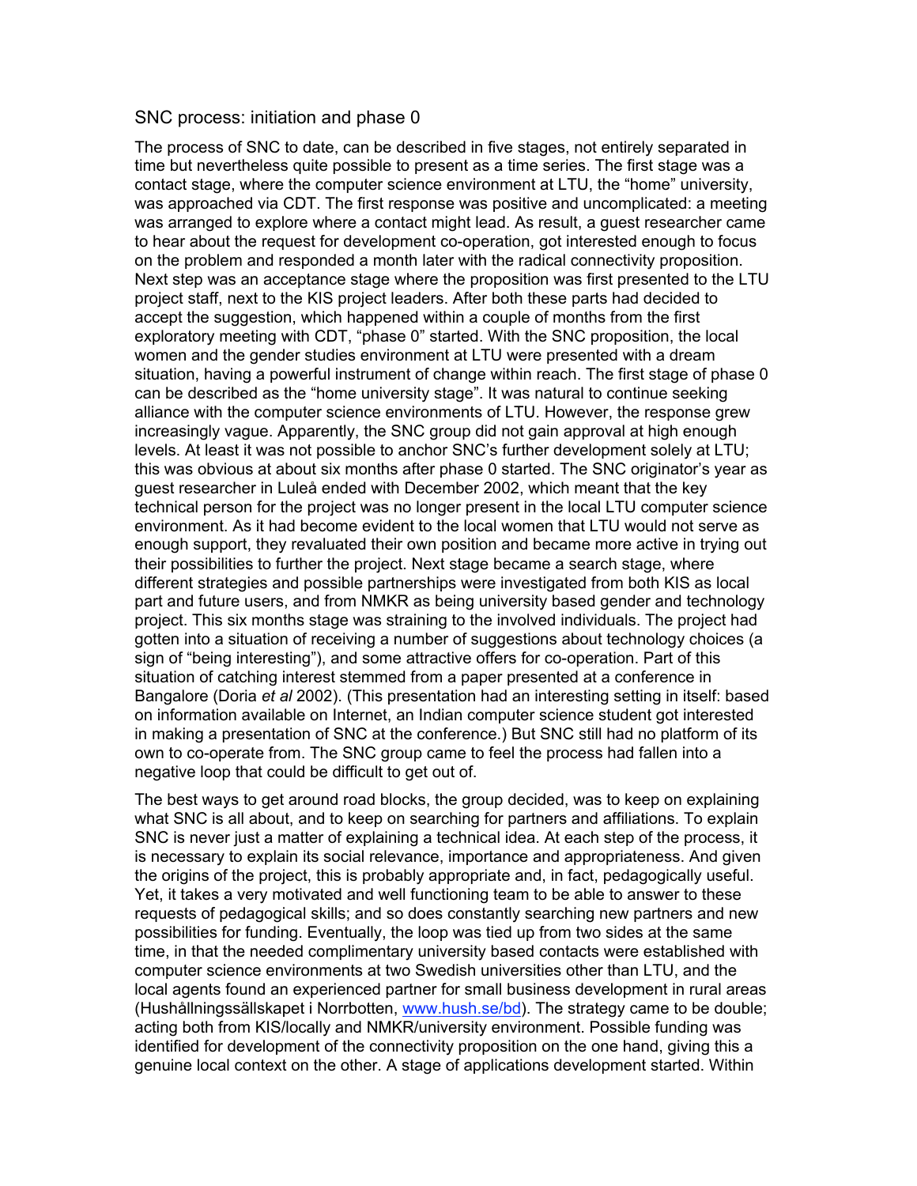## SNC process: initiation and phase 0

The process of SNC to date, can be described in five stages, not entirely separated in time but nevertheless quite possible to present as a time series. The first stage was a contact stage, where the computer science environment at LTU, the "home" university, was approached via CDT. The first response was positive and uncomplicated: a meeting was arranged to explore where a contact might lead. As result, a guest researcher came to hear about the request for development co-operation, got interested enough to focus on the problem and responded a month later with the radical connectivity proposition. Next step was an acceptance stage where the proposition was first presented to the LTU project staff, next to the KIS project leaders. After both these parts had decided to accept the suggestion, which happened within a couple of months from the first exploratory meeting with CDT, "phase 0" started. With the SNC proposition, the local women and the gender studies environment at LTU were presented with a dream situation, having a powerful instrument of change within reach. The first stage of phase 0 can be described as the "home university stage". It was natural to continue seeking alliance with the computer science environments of LTU. However, the response grew increasingly vague. Apparently, the SNC group did not gain approval at high enough levels. At least it was not possible to anchor SNC's further development solely at LTU; this was obvious at about six months after phase 0 started. The SNC originator's year as guest researcher in Luleå ended with December 2002, which meant that the key technical person for the project was no longer present in the local LTU computer science environment. As it had become evident to the local women that LTU would not serve as enough support, they revaluated their own position and became more active in trying out their possibilities to further the project. Next stage became a search stage, where different strategies and possible partnerships were investigated from both KIS as local part and future users, and from NMKR as being university based gender and technology project. This six months stage was straining to the involved individuals. The project had gotten into a situation of receiving a number of suggestions about technology choices (a sign of "being interesting"), and some attractive offers for co-operation. Part of this situation of catching interest stemmed from a paper presented at a conference in Bangalore (Doria *et al* 2002). (This presentation had an interesting setting in itself: based on information available on Internet, an Indian computer science student got interested in making a presentation of SNC at the conference.) But SNC still had no platform of its own to co-operate from. The SNC group came to feel the process had fallen into a negative loop that could be difficult to get out of.

The best ways to get around road blocks, the group decided, was to keep on explaining what SNC is all about, and to keep on searching for partners and affiliations. To explain SNC is never just a matter of explaining a technical idea. At each step of the process, it is necessary to explain its social relevance, importance and appropriateness. And given the origins of the project, this is probably appropriate and, in fact, pedagogically useful. Yet, it takes a very motivated and well functioning team to be able to answer to these requests of pedagogical skills; and so does constantly searching new partners and new possibilities for funding. Eventually, the loop was tied up from two sides at the same time, in that the needed complimentary university based contacts were established with computer science environments at two Swedish universities other than LTU, and the local agents found an experienced partner for small business development in rural areas (Hushållningssällskapet i Norrbotten, www.hush.se/bd). The strategy came to be double; acting both from KIS/locally and NMKR/university environment. Possible funding was identified for development of the connectivity proposition on the one hand, giving this a genuine local context on the other. A stage of applications development started. Within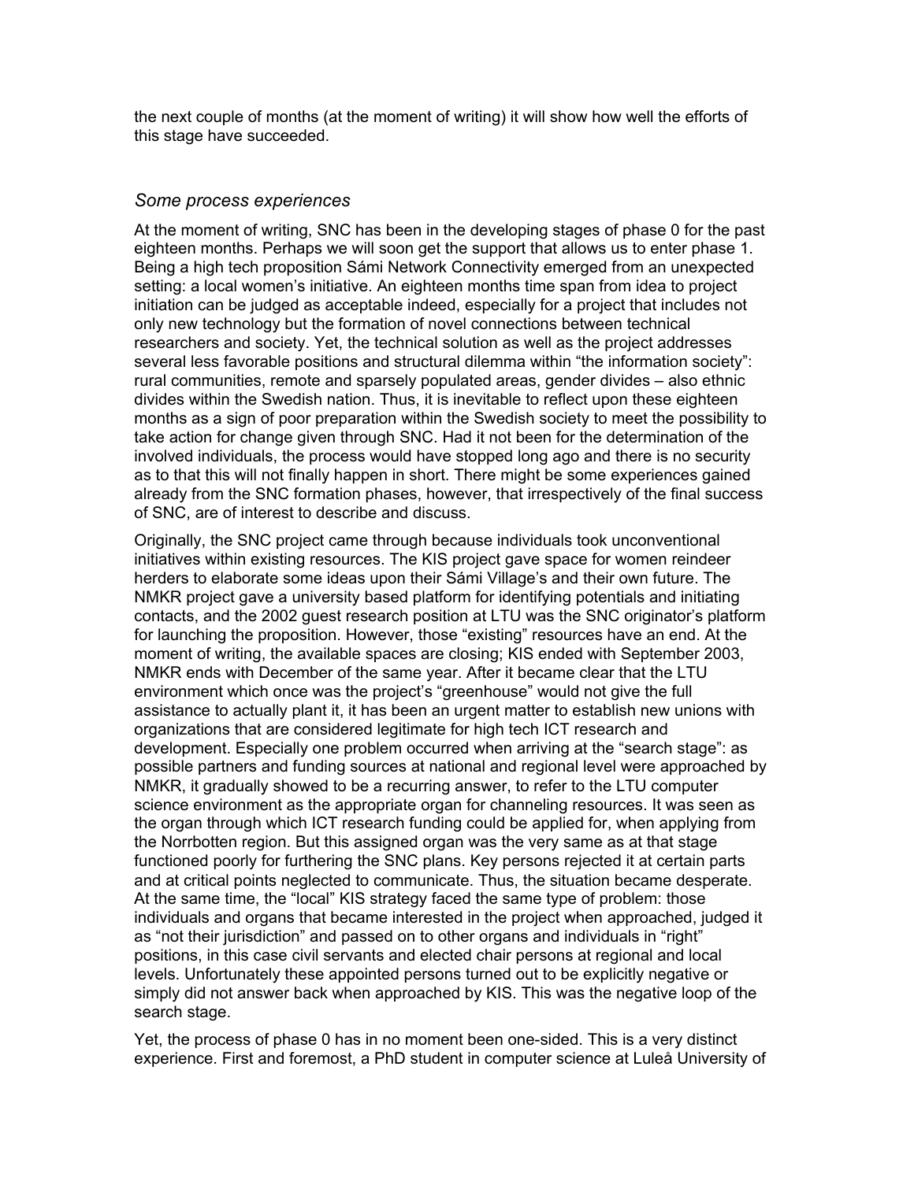the next couple of months (at the moment of writing) it will show how well the efforts of this stage have succeeded.

### *Some process experiences*

At the moment of writing, SNC has been in the developing stages of phase 0 for the past eighteen months. Perhaps we will soon get the support that allows us to enter phase 1. Being a high tech proposition Sámi Network Connectivity emerged from an unexpected setting: a local women's initiative. An eighteen months time span from idea to project initiation can be judged as acceptable indeed, especially for a project that includes not only new technology but the formation of novel connections between technical researchers and society. Yet, the technical solution as well as the project addresses several less favorable positions and structural dilemma within "the information society": rural communities, remote and sparsely populated areas, gender divides – also ethnic divides within the Swedish nation. Thus, it is inevitable to reflect upon these eighteen months as a sign of poor preparation within the Swedish society to meet the possibility to take action for change given through SNC. Had it not been for the determination of the involved individuals, the process would have stopped long ago and there is no security as to that this will not finally happen in short. There might be some experiences gained already from the SNC formation phases, however, that irrespectively of the final success of SNC, are of interest to describe and discuss.

Originally, the SNC project came through because individuals took unconventional initiatives within existing resources. The KIS project gave space for women reindeer herders to elaborate some ideas upon their Sámi Village's and their own future. The NMKR project gave a university based platform for identifying potentials and initiating contacts, and the 2002 guest research position at LTU was the SNC originator's platform for launching the proposition. However, those "existing" resources have an end. At the moment of writing, the available spaces are closing; KIS ended with September 2003, NMKR ends with December of the same year. After it became clear that the LTU environment which once was the project's "greenhouse" would not give the full assistance to actually plant it, it has been an urgent matter to establish new unions with organizations that are considered legitimate for high tech ICT research and development. Especially one problem occurred when arriving at the "search stage": as possible partners and funding sources at national and regional level were approached by NMKR, it gradually showed to be a recurring answer, to refer to the LTU computer science environment as the appropriate organ for channeling resources. It was seen as the organ through which ICT research funding could be applied for, when applying from the Norrbotten region. But this assigned organ was the very same as at that stage functioned poorly for furthering the SNC plans. Key persons rejected it at certain parts and at critical points neglected to communicate. Thus, the situation became desperate. At the same time, the "local" KIS strategy faced the same type of problem: those individuals and organs that became interested in the project when approached, judged it as "not their jurisdiction" and passed on to other organs and individuals in "right" positions, in this case civil servants and elected chair persons at regional and local levels. Unfortunately these appointed persons turned out to be explicitly negative or simply did not answer back when approached by KIS. This was the negative loop of the search stage.

Yet, the process of phase 0 has in no moment been one-sided. This is a very distinct experience. First and foremost, a PhD student in computer science at Luleå University of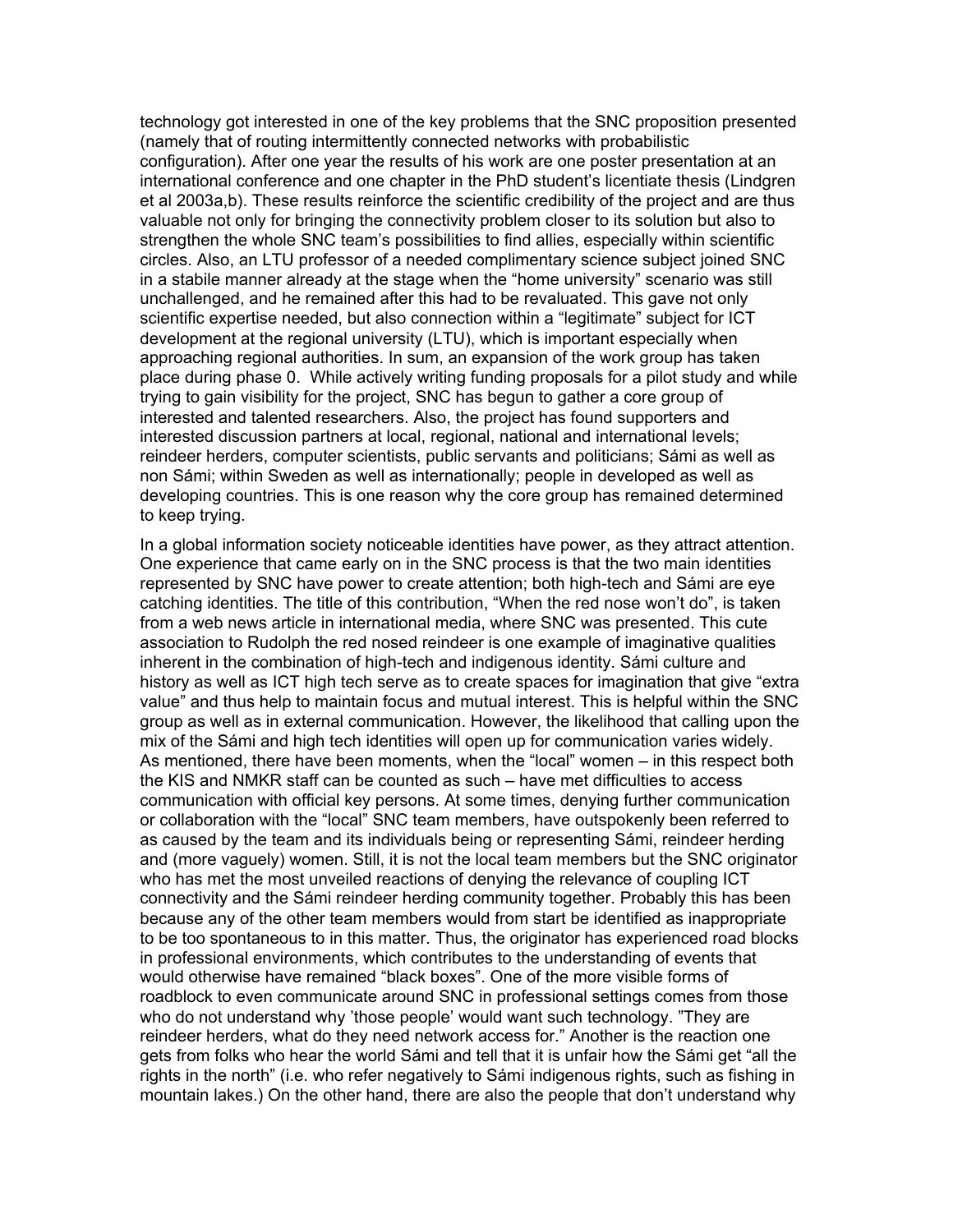technology got interested in one of the key problems that the SNC proposition presented (namely that of routing intermittently connected networks with probabilistic configuration). After one year the results of his work are one poster presentation at an international conference and one chapter in the PhD student's licentiate thesis (Lindgren et al 2003a,b). These results reinforce the scientific credibility of the project and are thus valuable not only for bringing the connectivity problem closer to its solution but also to strengthen the whole SNC team's possibilities to find allies, especially within scientific circles. Also, an LTU professor of a needed complimentary science subject joined SNC in a stabile manner already at the stage when the "home university" scenario was still unchallenged, and he remained after this had to be revaluated. This gave not only scientific expertise needed, but also connection within a "legitimate" subject for ICT development at the regional university (LTU), which is important especially when approaching regional authorities. In sum, an expansion of the work group has taken place during phase 0. While actively writing funding proposals for a pilot study and while trying to gain visibility for the project, SNC has begun to gather a core group of interested and talented researchers. Also, the project has found supporters and interested discussion partners at local, regional, national and international levels; reindeer herders, computer scientists, public servants and politicians; Sámi as well as non Sámi; within Sweden as well as internationally; people in developed as well as developing countries. This is one reason why the core group has remained determined to keep trying.

In a global information society noticeable identities have power, as they attract attention. One experience that came early on in the SNC process is that the two main identities represented by SNC have power to create attention; both high-tech and Sámi are eye catching identities. The title of this contribution, "When the red nose won't do", is taken from a web news article in international media, where SNC was presented. This cute association to Rudolph the red nosed reindeer is one example of imaginative qualities inherent in the combination of high-tech and indigenous identity. Sámi culture and history as well as ICT high tech serve as to create spaces for imagination that give "extra value" and thus help to maintain focus and mutual interest. This is helpful within the SNC group as well as in external communication. However, the likelihood that calling upon the mix of the Sámi and high tech identities will open up for communication varies widely. As mentioned, there have been moments, when the "local" women – in this respect both the KIS and NMKR staff can be counted as such – have met difficulties to access communication with official key persons. At some times, denying further communication or collaboration with the "local" SNC team members, have outspokenly been referred to as caused by the team and its individuals being or representing Sámi, reindeer herding and (more vaguely) women. Still, it is not the local team members but the SNC originator who has met the most unveiled reactions of denying the relevance of coupling ICT connectivity and the Sámi reindeer herding community together. Probably this has been because any of the other team members would from start be identified as inappropriate to be too spontaneous to in this matter. Thus, the originator has experienced road blocks in professional environments, which contributes to the understanding of events that would otherwise have remained "black boxes". One of the more visible forms of roadblock to even communicate around SNC in professional settings comes from those who do not understand why 'those people' would want such technology. "They are reindeer herders, what do they need network access for." Another is the reaction one gets from folks who hear the world Sámi and tell that it is unfair how the Sámi get "all the rights in the north" (i.e. who refer negatively to Sámi indigenous rights, such as fishing in mountain lakes.) On the other hand, there are also the people that don't understand why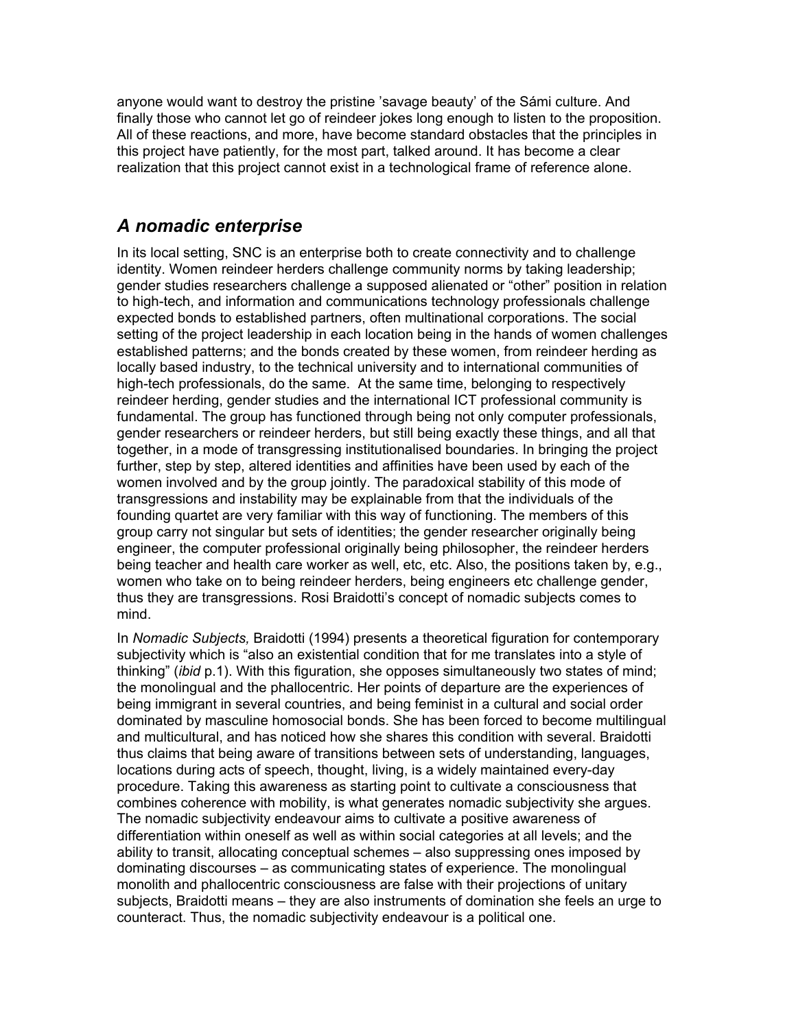anyone would want to destroy the pristine 'savage beauty' of the Sámi culture. And finally those who cannot let go of reindeer jokes long enough to listen to the proposition. All of these reactions, and more, have become standard obstacles that the principles in this project have patiently, for the most part, talked around. It has become a clear realization that this project cannot exist in a technological frame of reference alone.

## *A nomadic enterprise*

In its local setting, SNC is an enterprise both to create connectivity and to challenge identity. Women reindeer herders challenge community norms by taking leadership; gender studies researchers challenge a supposed alienated or "other" position in relation to high-tech, and information and communications technology professionals challenge expected bonds to established partners, often multinational corporations. The social setting of the project leadership in each location being in the hands of women challenges established patterns; and the bonds created by these women, from reindeer herding as locally based industry, to the technical university and to international communities of high-tech professionals, do the same. At the same time, belonging to respectively reindeer herding, gender studies and the international ICT professional community is fundamental. The group has functioned through being not only computer professionals, gender researchers or reindeer herders, but still being exactly these things, and all that together, in a mode of transgressing institutionalised boundaries. In bringing the project further, step by step, altered identities and affinities have been used by each of the women involved and by the group jointly. The paradoxical stability of this mode of transgressions and instability may be explainable from that the individuals of the founding quartet are very familiar with this way of functioning. The members of this group carry not singular but sets of identities; the gender researcher originally being engineer, the computer professional originally being philosopher, the reindeer herders being teacher and health care worker as well, etc, etc. Also, the positions taken by, e.g., women who take on to being reindeer herders, being engineers etc challenge gender, thus they are transgressions. Rosi Braidotti's concept of nomadic subjects comes to mind.

In *Nomadic Subjects,* Braidotti (1994) presents a theoretical figuration for contemporary subjectivity which is "also an existential condition that for me translates into a style of thinking" (*ibid* p.1). With this figuration, she opposes simultaneously two states of mind; the monolingual and the phallocentric. Her points of departure are the experiences of being immigrant in several countries, and being feminist in a cultural and social order dominated by masculine homosocial bonds. She has been forced to become multilingual and multicultural, and has noticed how she shares this condition with several. Braidotti thus claims that being aware of transitions between sets of understanding, languages, locations during acts of speech, thought, living, is a widely maintained every-day procedure. Taking this awareness as starting point to cultivate a consciousness that combines coherence with mobility, is what generates nomadic subjectivity she argues. The nomadic subjectivity endeavour aims to cultivate a positive awareness of differentiation within oneself as well as within social categories at all levels; and the ability to transit, allocating conceptual schemes – also suppressing ones imposed by dominating discourses – as communicating states of experience. The monolingual monolith and phallocentric consciousness are false with their projections of unitary subjects, Braidotti means – they are also instruments of domination she feels an urge to counteract. Thus, the nomadic subjectivity endeavour is a political one.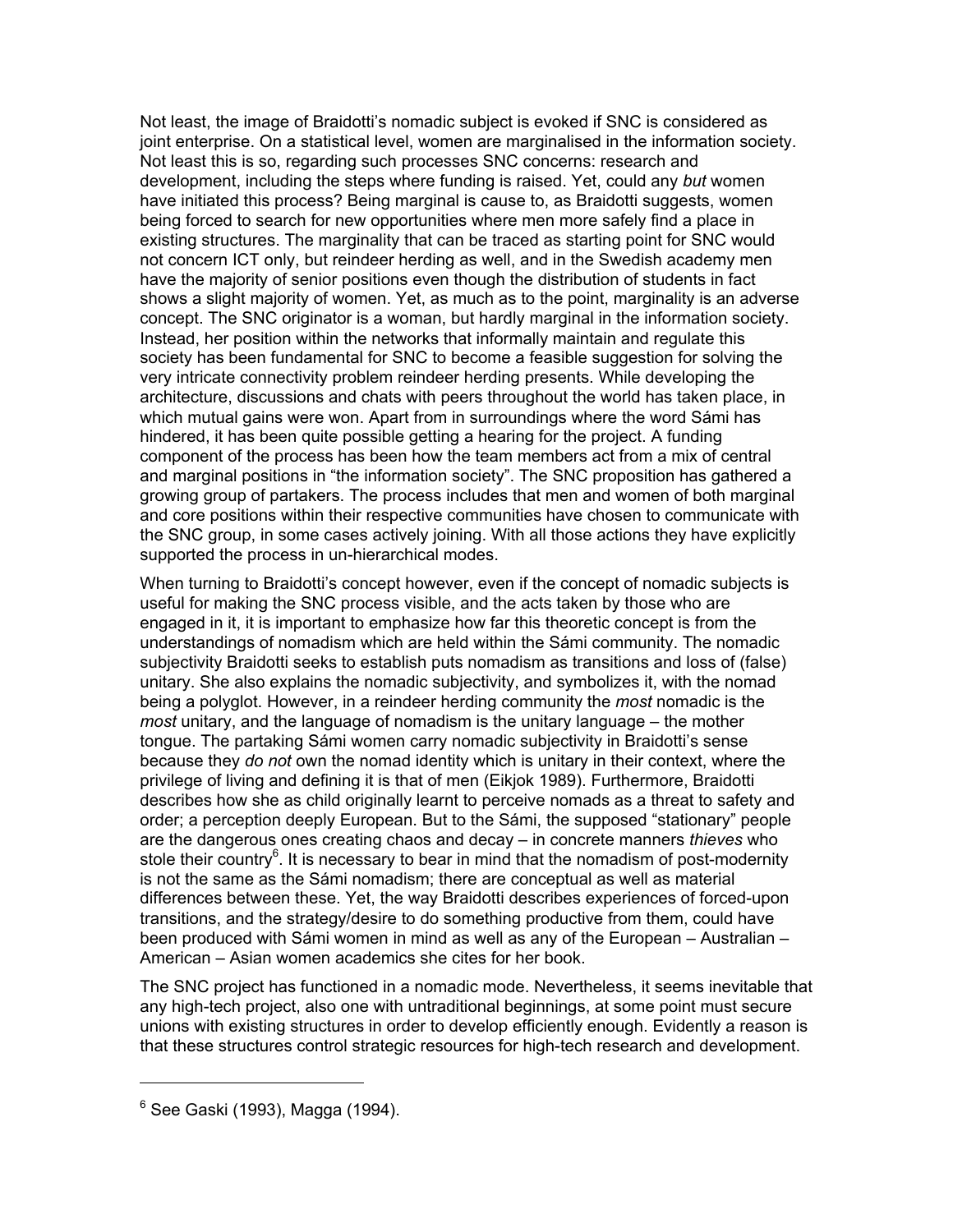Not least, the image of Braidotti's nomadic subject is evoked if SNC is considered as joint enterprise. On a statistical level, women are marginalised in the information society. Not least this is so, regarding such processes SNC concerns: research and development, including the steps where funding is raised. Yet, could any *but* women have initiated this process? Being marginal is cause to, as Braidotti suggests, women being forced to search for new opportunities where men more safely find a place in existing structures. The marginality that can be traced as starting point for SNC would not concern ICT only, but reindeer herding as well, and in the Swedish academy men have the majority of senior positions even though the distribution of students in fact shows a slight majority of women. Yet, as much as to the point, marginality is an adverse concept. The SNC originator is a woman, but hardly marginal in the information society. Instead, her position within the networks that informally maintain and regulate this society has been fundamental for SNC to become a feasible suggestion for solving the very intricate connectivity problem reindeer herding presents. While developing the architecture, discussions and chats with peers throughout the world has taken place, in which mutual gains were won. Apart from in surroundings where the word Sámi has hindered, it has been quite possible getting a hearing for the project. A funding component of the process has been how the team members act from a mix of central and marginal positions in "the information society". The SNC proposition has gathered a growing group of partakers. The process includes that men and women of both marginal and core positions within their respective communities have chosen to communicate with the SNC group, in some cases actively joining. With all those actions they have explicitly supported the process in un-hierarchical modes.

When turning to Braidotti's concept however, even if the concept of nomadic subjects is useful for making the SNC process visible, and the acts taken by those who are engaged in it, it is important to emphasize how far this theoretic concept is from the understandings of nomadism which are held within the Sámi community. The nomadic subjectivity Braidotti seeks to establish puts nomadism as transitions and loss of (false) unitary. She also explains the nomadic subjectivity, and symbolizes it, with the nomad being a polyglot. However, in a reindeer herding community the *most* nomadic is the *most* unitary, and the language of nomadism is the unitary language – the mother tongue. The partaking Sámi women carry nomadic subjectivity in Braidotti's sense because they *do not* own the nomad identity which is unitary in their context, where the privilege of living and defining it is that of men (Eikjok 1989). Furthermore, Braidotti describes how she as child originally learnt to perceive nomads as a threat to safety and order; a perception deeply European. But to the Sámi, the supposed "stationary" people are the dangerous ones creating chaos and decay – in concrete manners *thieves* who stole their country[6]. It is necessary to bear in mind that the nomadism of post-modernity is not the same as the Sámi nomadism; there are conceptual as well as material differences between these. Yet, the way Braidotti describes experiences of forced-upon transitions, and the strategy/desire to do something productive from them, could have been produced with Sámi women in mind as well as any of the European – Australian – American – Asian women academics she cites for her book.

The SNC project has functioned in a nomadic mode. Nevertheless, it seems inevitable that any high-tech project, also one with untraditional beginnings, at some point must secure unions with existing structures in order to develop efficiently enough. Evidently a reason is that these structures control strategic resources for high-tech research and development.

---

[6] See Gaski (1993), Magga (1994).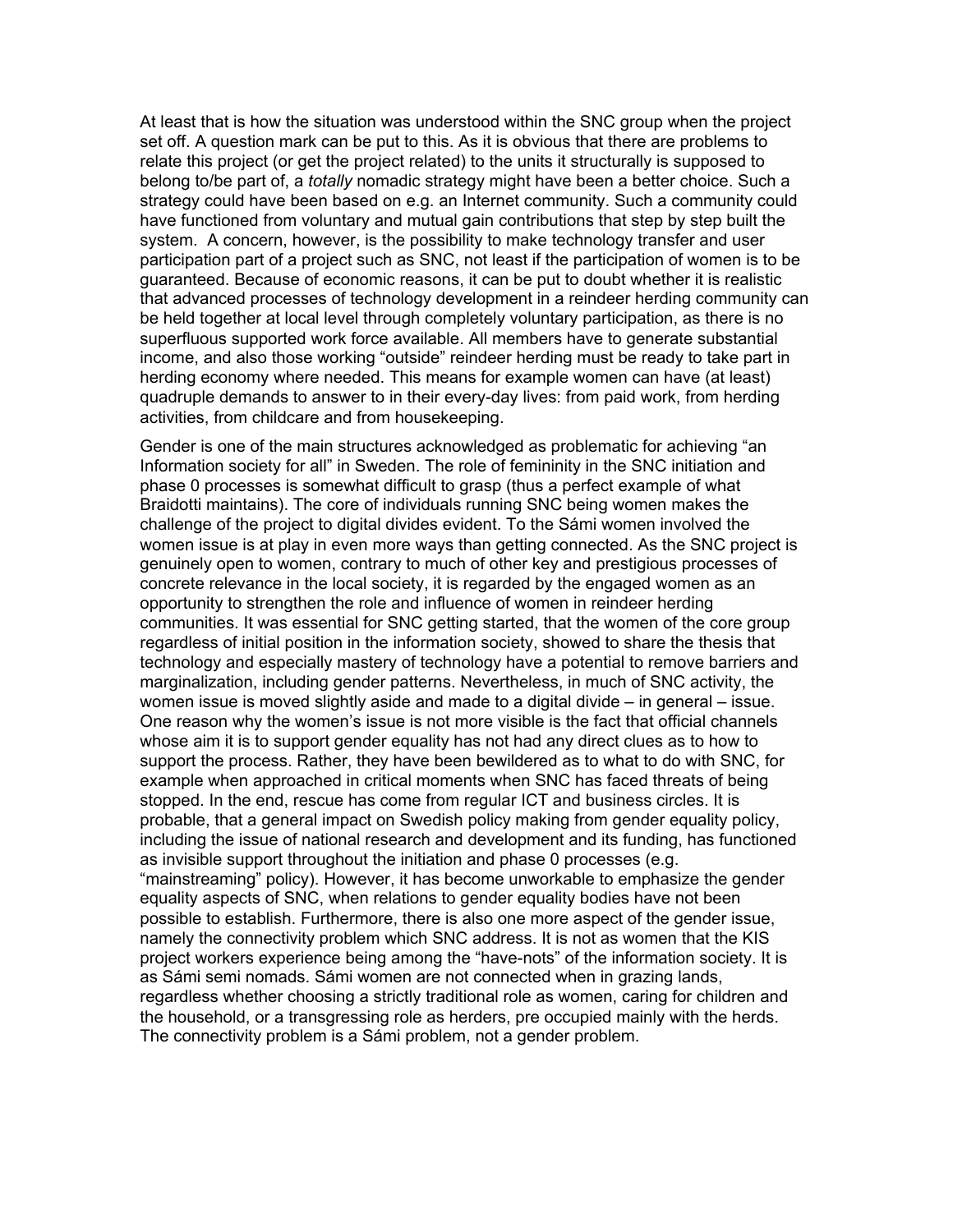At least that is how the situation was understood within the SNC group when the project set off. A question mark can be put to this. As it is obvious that there are problems to relate this project (or get the project related) to the units it structurally is supposed to belong to/be part of, a *totally* nomadic strategy might have been a better choice. Such a strategy could have been based on e.g. an Internet community. Such a community could have functioned from voluntary and mutual gain contributions that step by step built the system. A concern, however, is the possibility to make technology transfer and user participation part of a project such as SNC, not least if the participation of women is to be guaranteed. Because of economic reasons, it can be put to doubt whether it is realistic that advanced processes of technology development in a reindeer herding community can be held together at local level through completely voluntary participation, as there is no superfluous supported work force available. All members have to generate substantial income, and also those working "outside" reindeer herding must be ready to take part in herding economy where needed. This means for example women can have (at least) quadruple demands to answer to in their every-day lives: from paid work, from herding activities, from childcare and from housekeeping.

Gender is one of the main structures acknowledged as problematic for achieving "an Information society for all" in Sweden. The role of femininity in the SNC initiation and phase 0 processes is somewhat difficult to grasp (thus a perfect example of what Braidotti maintains). The core of individuals running SNC being women makes the challenge of the project to digital divides evident. To the Sámi women involved the women issue is at play in even more ways than getting connected. As the SNC project is genuinely open to women, contrary to much of other key and prestigious processes of concrete relevance in the local society, it is regarded by the engaged women as an opportunity to strengthen the role and influence of women in reindeer herding communities. It was essential for SNC getting started, that the women of the core group regardless of initial position in the information society, showed to share the thesis that technology and especially mastery of technology have a potential to remove barriers and marginalization, including gender patterns. Nevertheless, in much of SNC activity, the women issue is moved slightly aside and made to a digital divide – in general – issue. One reason why the women's issue is not more visible is the fact that official channels whose aim it is to support gender equality has not had any direct clues as to how to support the process. Rather, they have been bewildered as to what to do with SNC, for example when approached in critical moments when SNC has faced threats of being stopped. In the end, rescue has come from regular ICT and business circles. It is probable, that a general impact on Swedish policy making from gender equality policy, including the issue of national research and development and its funding, has functioned as invisible support throughout the initiation and phase 0 processes (e.g. "mainstreaming" policy). However, it has become unworkable to emphasize the gender equality aspects of SNC, when relations to gender equality bodies have not been possible to establish. Furthermore, there is also one more aspect of the gender issue, namely the connectivity problem which SNC address. It is not as women that the KIS project workers experience being among the "have-nots" of the information society. It is as Sámi semi nomads. Sámi women are not connected when in grazing lands, regardless whether choosing a strictly traditional role as women, caring for children and the household, or a transgressing role as herders, pre occupied mainly with the herds. The connectivity problem is a Sámi problem, not a gender problem.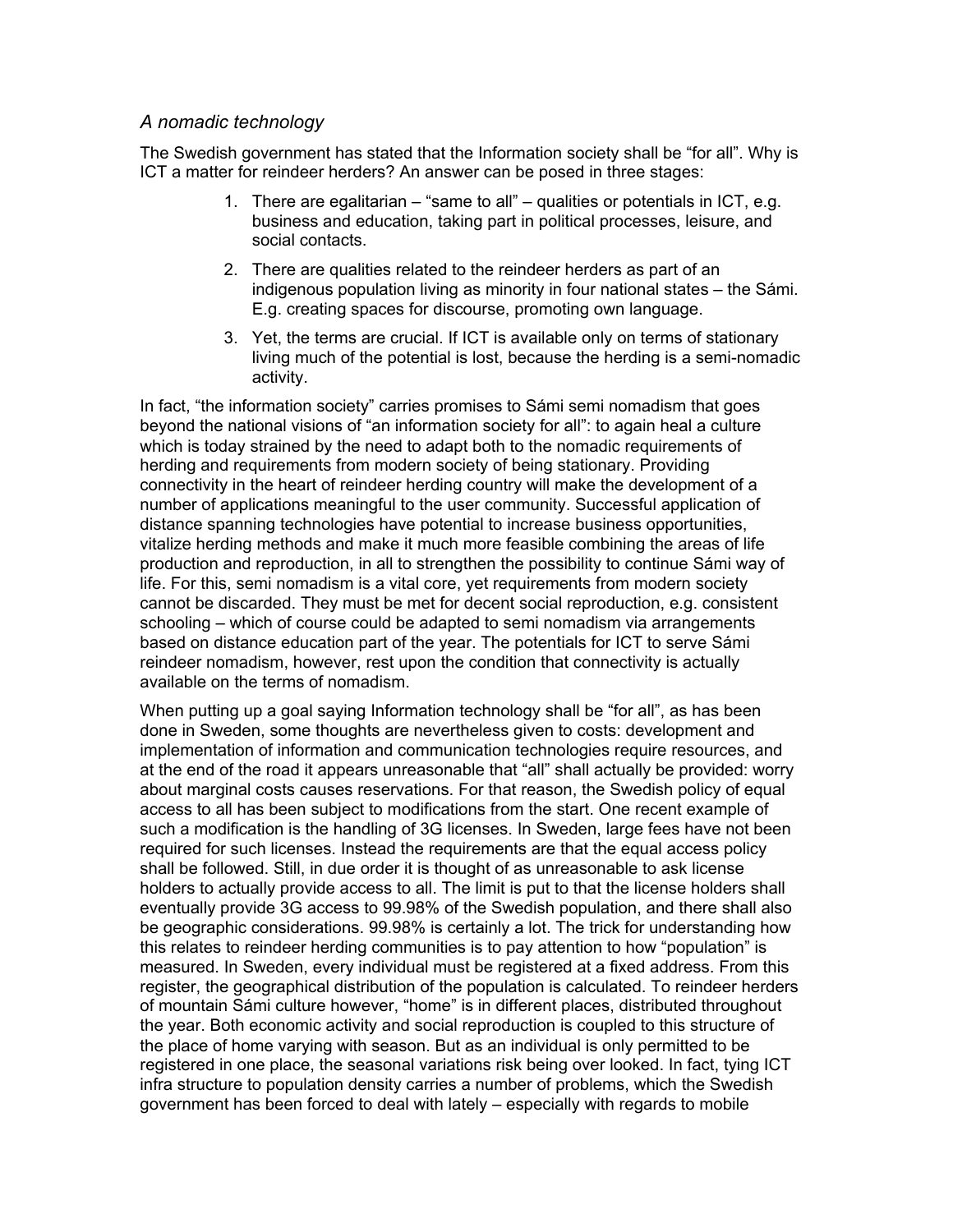### *A nomadic technology*

The Swedish government has stated that the Information society shall be “for all”. Why is ICT a matter for reindeer herders? An answer can be posed in three stages:

1. There are egalitarian – “same to all” – qualities or potentials in ICT, e.g. business and education, taking part in political processes, leisure, and social contacts.
2. There are qualities related to the reindeer herders as part of an indigenous population living as minority in four national states – the Sámi. E.g. creating spaces for discourse, promoting own language.
3. Yet, the terms are crucial. If ICT is available only on terms of stationary living much of the potential is lost, because the herding is a semi-nomadic activity.

In fact, “the information society” carries promises to Sámi semi nomadism that goes beyond the national visions of “an information society for all”: to again heal a culture which is today strained by the need to adapt both to the nomadic requirements of herding and requirements from modern society of being stationary. Providing connectivity in the heart of reindeer herding country will make the development of a number of applications meaningful to the user community. Successful application of distance spanning technologies have potential to increase business opportunities, vitalize herding methods and make it much more feasible combining the areas of life production and reproduction, in all to strengthen the possibility to continue Sámi way of life. For this, semi nomadism is a vital core, yet requirements from modern society cannot be discarded. They must be met for decent social reproduction, e.g. consistent schooling – which of course could be adapted to semi nomadism via arrangements based on distance education part of the year. The potentials for ICT to serve Sámi reindeer nomadism, however, rest upon the condition that connectivity is actually available on the terms of nomadism.

When putting up a goal saying Information technology shall be “for all”, as has been done in Sweden, some thoughts are nevertheless given to costs: development and implementation of information and communication technologies require resources, and at the end of the road it appears unreasonable that “all” shall actually be provided: worry about marginal costs causes reservations. For that reason, the Swedish policy of equal access to all has been subject to modifications from the start. One recent example of such a modification is the handling of 3G licenses. In Sweden, large fees have not been required for such licenses. Instead the requirements are that the equal access policy shall be followed. Still, in due order it is thought of as unreasonable to ask license holders to actually provide access to all. The limit is put to that the license holders shall eventually provide 3G access to 99.98% of the Swedish population, and there shall also be geographic considerations. 99.98% is certainly a lot. The trick for understanding how this relates to reindeer herding communities is to pay attention to how “population” is measured. In Sweden, every individual must be registered at a fixed address. From this register, the geographical distribution of the population is calculated. To reindeer herders of mountain Sámi culture however, “home” is in different places, distributed throughout the year. Both economic activity and social reproduction is coupled to this structure of the place of home varying with season. But as an individual is only permitted to be registered in one place, the seasonal variations risk being over looked. In fact, tying ICT infra structure to population density carries a number of problems, which the Swedish government has been forced to deal with lately – especially with regards to mobile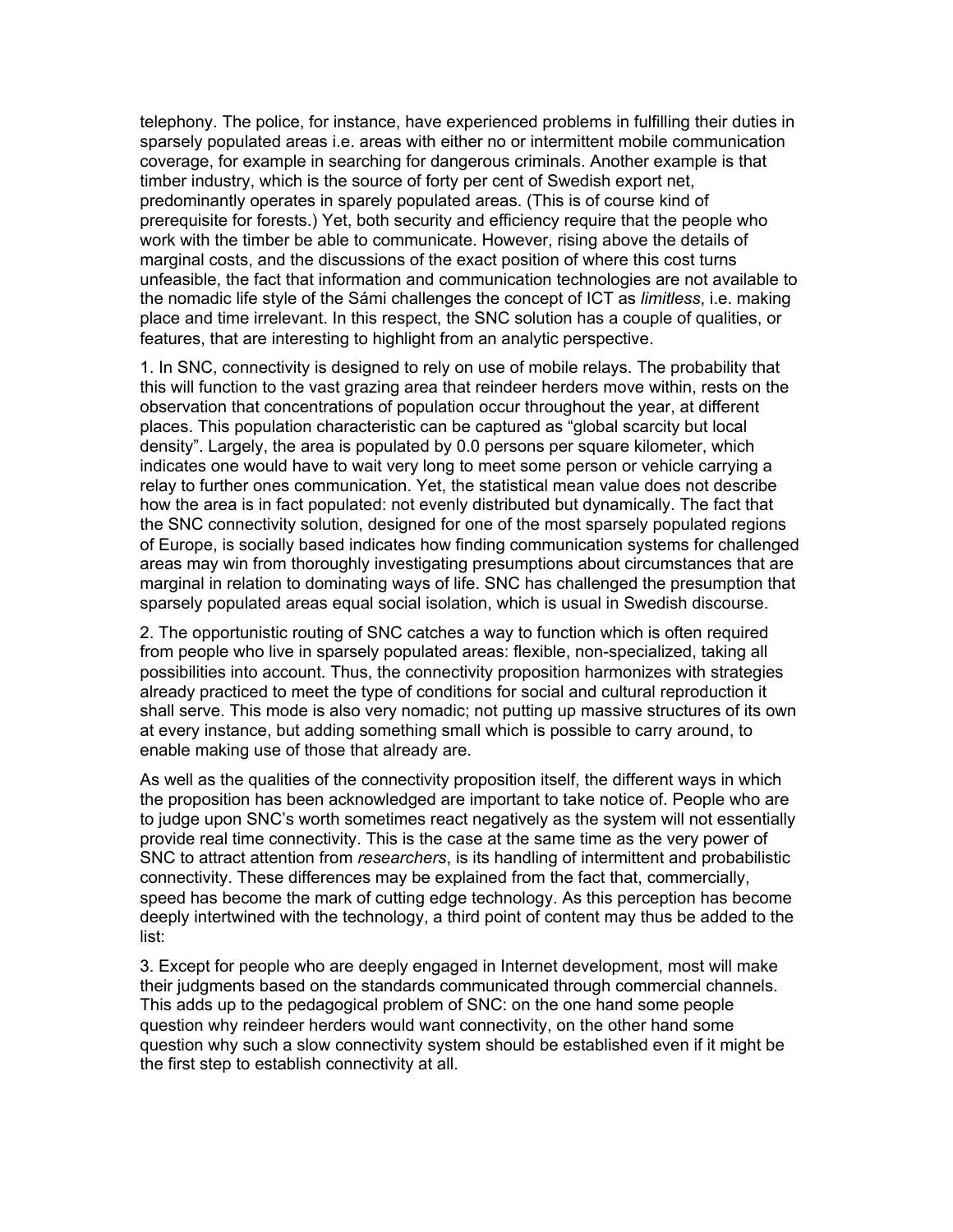telephony. The police, for instance, have experienced problems in fulfilling their duties in sparsely populated areas i.e. areas with either no or intermittent mobile communication coverage, for example in searching for dangerous criminals. Another example is that timber industry, which is the source of forty per cent of Swedish export net, predominantly operates in sparely populated areas. (This is of course kind of prerequisite for forests.) Yet, both security and efficiency require that the people who work with the timber be able to communicate. However, rising above the details of marginal costs, and the discussions of the exact position of where this cost turns unfeasible, the fact that information and communication technologies are not available to the nomadic life style of the Sámi challenges the concept of ICT as *limitless*, i.e. making place and time irrelevant. In this respect, the SNC solution has a couple of qualities, or features, that are interesting to highlight from an analytic perspective.

1. In SNC, connectivity is designed to rely on use of mobile relays. The probability that this will function to the vast grazing area that reindeer herders move within, rests on the observation that concentrations of population occur throughout the year, at different places. This population characteristic can be captured as "global scarcity but local density". Largely, the area is populated by 0.0 persons per square kilometer, which indicates one would have to wait very long to meet some person or vehicle carrying a relay to further ones communication. Yet, the statistical mean value does not describe how the area is in fact populated: not evenly distributed but dynamically. The fact that the SNC connectivity solution, designed for one of the most sparsely populated regions of Europe, is socially based indicates how finding communication systems for challenged areas may win from thoroughly investigating presumptions about circumstances that are marginal in relation to dominating ways of life. SNC has challenged the presumption that sparsely populated areas equal social isolation, which is usual in Swedish discourse.

2. The opportunistic routing of SNC catches a way to function which is often required from people who live in sparsely populated areas: flexible, non-specialized, taking all possibilities into account. Thus, the connectivity proposition harmonizes with strategies already practiced to meet the type of conditions for social and cultural reproduction it shall serve. This mode is also very nomadic; not putting up massive structures of its own at every instance, but adding something small which is possible to carry around, to enable making use of those that already are.

As well as the qualities of the connectivity proposition itself, the different ways in which the proposition has been acknowledged are important to take notice of. People who are to judge upon SNC's worth sometimes react negatively as the system will not essentially provide real time connectivity. This is the case at the same time as the very power of SNC to attract attention from *researchers*, is its handling of intermittent and probabilistic connectivity. These differences may be explained from the fact that, commercially, speed has become the mark of cutting edge technology. As this perception has become deeply intertwined with the technology, a third point of content may thus be added to the list:

3. Except for people who are deeply engaged in Internet development, most will make their judgments based on the standards communicated through commercial channels. This adds up to the pedagogical problem of SNC: on the one hand some people question why reindeer herders would want connectivity, on the other hand some question why such a slow connectivity system should be established even if it might be the first step to establish connectivity at all.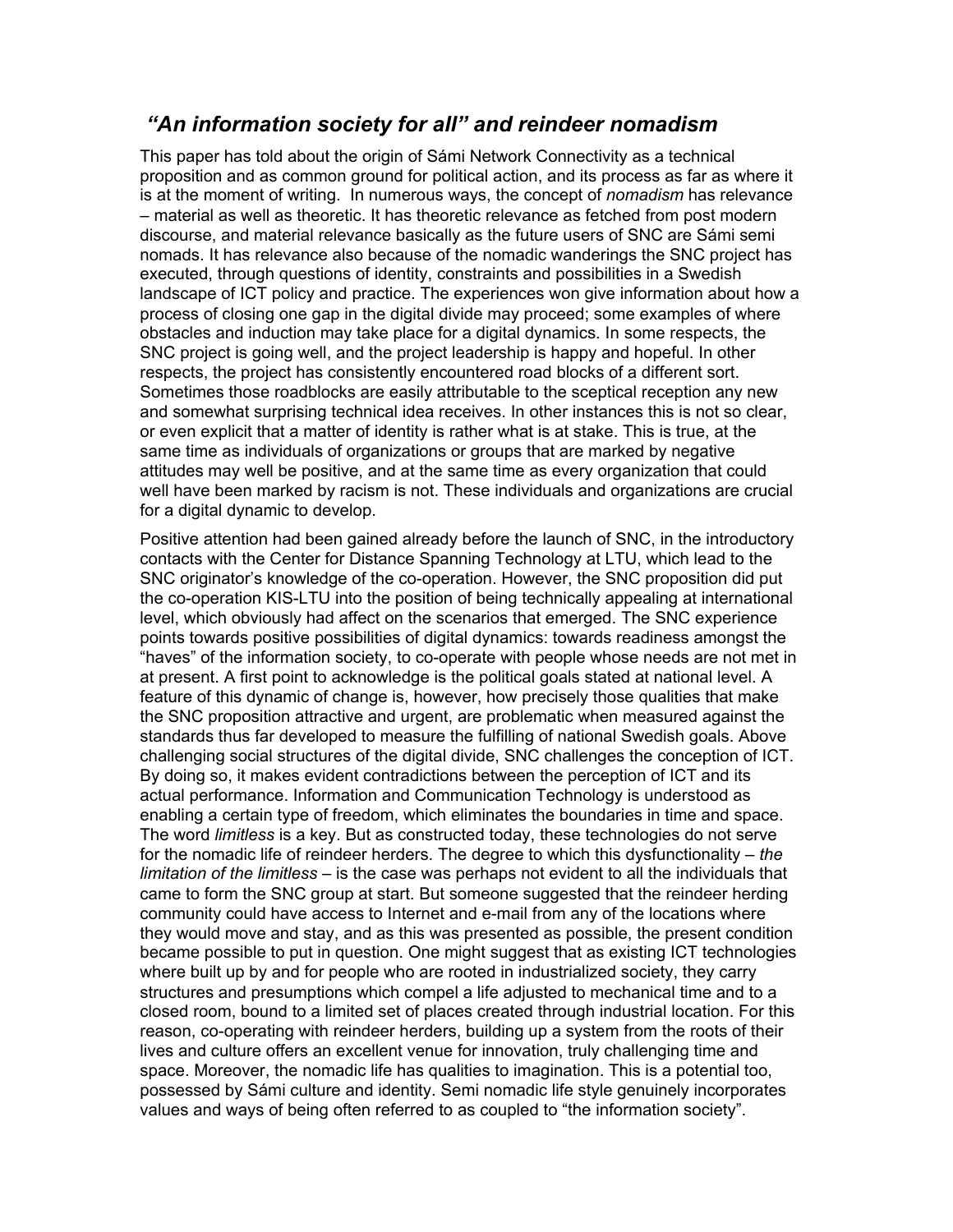## *"An information society for all" and reindeer nomadism*

This paper has told about the origin of Sámi Network Connectivity as a technical proposition and as common ground for political action, and its process as far as where it is at the moment of writing. In numerous ways, the concept of *nomadism* has relevance – material as well as theoretic. It has theoretic relevance as fetched from post modern discourse, and material relevance basically as the future users of SNC are Sámi semi nomads. It has relevance also because of the nomadic wanderings the SNC project has executed, through questions of identity, constraints and possibilities in a Swedish landscape of ICT policy and practice. The experiences won give information about how a process of closing one gap in the digital divide may proceed; some examples of where obstacles and induction may take place for a digital dynamics. In some respects, the SNC project is going well, and the project leadership is happy and hopeful. In other respects, the project has consistently encountered road blocks of a different sort. Sometimes those roadblocks are easily attributable to the sceptical reception any new and somewhat surprising technical idea receives. In other instances this is not so clear, or even explicit that a matter of identity is rather what is at stake. This is true, at the same time as individuals of organizations or groups that are marked by negative attitudes may well be positive, and at the same time as every organization that could well have been marked by racism is not. These individuals and organizations are crucial for a digital dynamic to develop.

Positive attention had been gained already before the launch of SNC, in the introductory contacts with the Center for Distance Spanning Technology at LTU, which lead to the SNC originator's knowledge of the co-operation. However, the SNC proposition did put the co-operation KIS-LTU into the position of being technically appealing at international level, which obviously had affect on the scenarios that emerged. The SNC experience points towards positive possibilities of digital dynamics: towards readiness amongst the "haves" of the information society, to co-operate with people whose needs are not met in at present. A first point to acknowledge is the political goals stated at national level. A feature of this dynamic of change is, however, how precisely those qualities that make the SNC proposition attractive and urgent, are problematic when measured against the standards thus far developed to measure the fulfilling of national Swedish goals. Above challenging social structures of the digital divide, SNC challenges the conception of ICT. By doing so, it makes evident contradictions between the perception of ICT and its actual performance. Information and Communication Technology is understood as enabling a certain type of freedom, which eliminates the boundaries in time and space. The word *limitless* is a key. But as constructed today, these technologies do not serve for the nomadic life of reindeer herders. The degree to which this dysfunctionality – *the limitation of the limitless* – is the case was perhaps not evident to all the individuals that came to form the SNC group at start. But someone suggested that the reindeer herding community could have access to Internet and e-mail from any of the locations where they would move and stay, and as this was presented as possible, the present condition became possible to put in question. One might suggest that as existing ICT technologies where built up by and for people who are rooted in industrialized society, they carry structures and presumptions which compel a life adjusted to mechanical time and to a closed room, bound to a limited set of places created through industrial location. For this reason, co-operating with reindeer herders, building up a system from the roots of their lives and culture offers an excellent venue for innovation, truly challenging time and space. Moreover, the nomadic life has qualities to imagination. This is a potential too, possessed by Sámi culture and identity. Semi nomadic life style genuinely incorporates values and ways of being often referred to as coupled to "the information society".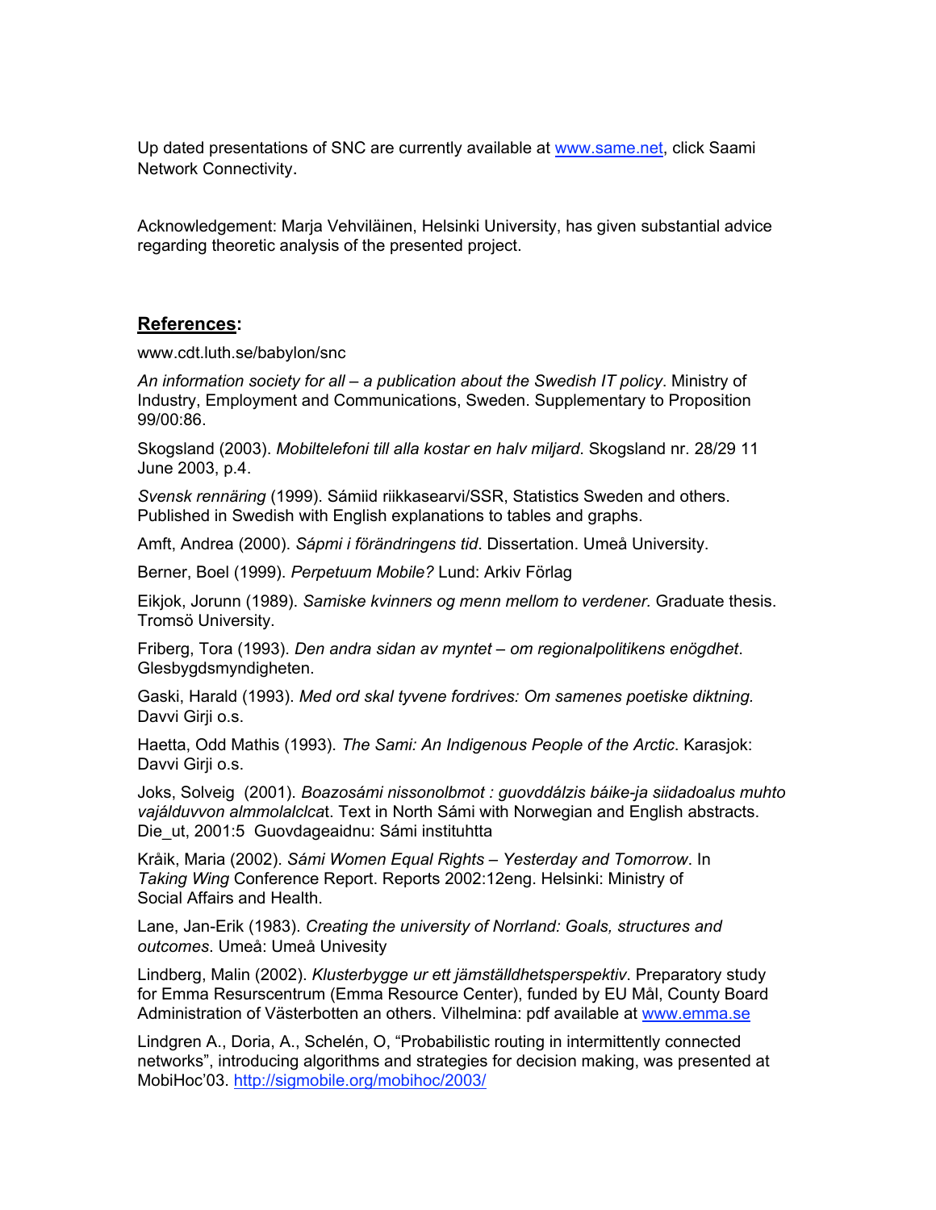Up dated presentations of SNC are currently available at www.same.net, click Saami Network Connectivity.

Acknowledgement: Marja Vehviläinen, Helsinki University, has given substantial advice regarding theoretic analysis of the presented project.

## References:

www.cdt.luth.se/babylon/snc

*An information society for all – a publication about the Swedish IT policy*. Ministry of Industry, Employment and Communications, Sweden. Supplementary to Proposition 99/00:86.

Skogsland (2003). *Mobiltelefoni till alla kostar en halv miljard*. Skogsland nr. 28/29 11 June 2003, p.4.

*Svensk rennäring* (1999). Sámiid riikkasearvi/SSR, Statistics Sweden and others. Published in Swedish with English explanations to tables and graphs.

Amft, Andrea (2000). *Sápmi i förändringens tid*. Dissertation. Umeå University.

Berner, Boel (1999). *Perpetuum Mobile?* Lund: Arkiv Förlag

Eikjok, Jorunn (1989). *Samiske kvinners og menn mellom to verdener.* Graduate thesis. Tromsö University.

Friberg, Tora (1993). *Den andra sidan av myntet – om regionalpolitikens enögdhet*. Glesbygdsmyndigheten.

Gaski, Harald (1993). *Med ord skal tyvene fordrives: Om samenes poetiske diktning.* Davvi Girji o.s.

Haetta, Odd Mathis (1993). *The Sami: An Indigenous People of the Arctic*. Karasjok: Davvi Girji o.s.

Joks, Solveig (2001). *Boazosámi nissonolbmot : guovddálzis báike-ja siidadoalus muhto vajálduvvon almmolalclcat*. Text in North Sámi with Norwegian and English abstracts. Die_ut, 2001:5 Guovdageaidnu: Sámi instituhtta

Kråik, Maria (2002). *Sámi Women Equal Rights – Yesterday and Tomorrow*. In *Taking Wing* Conference Report. Reports 2002:12eng. Helsinki: Ministry of Social Affairs and Health.

Lane, Jan-Erik (1983). *Creating the university of Norrland: Goals, structures and outcomes*. Umeå: Umeå Univesity

Lindberg, Malin (2002). *Klusterbygge ur ett jämställdhetsperspektiv*. Preparatory study for Emma Resurscentrum (Emma Resource Center), funded by EU Mål, County Board Administration of Västerbotten an others. Vilhelmina: pdf available at www.emma.se

Lindgren A., Doria, A., Schelén, O, "Probabilistic routing in intermittently connected networks", introducing algorithms and strategies for decision making, was presented at MobiHoc'03. http://sigmobile.org/mobihoc/2003/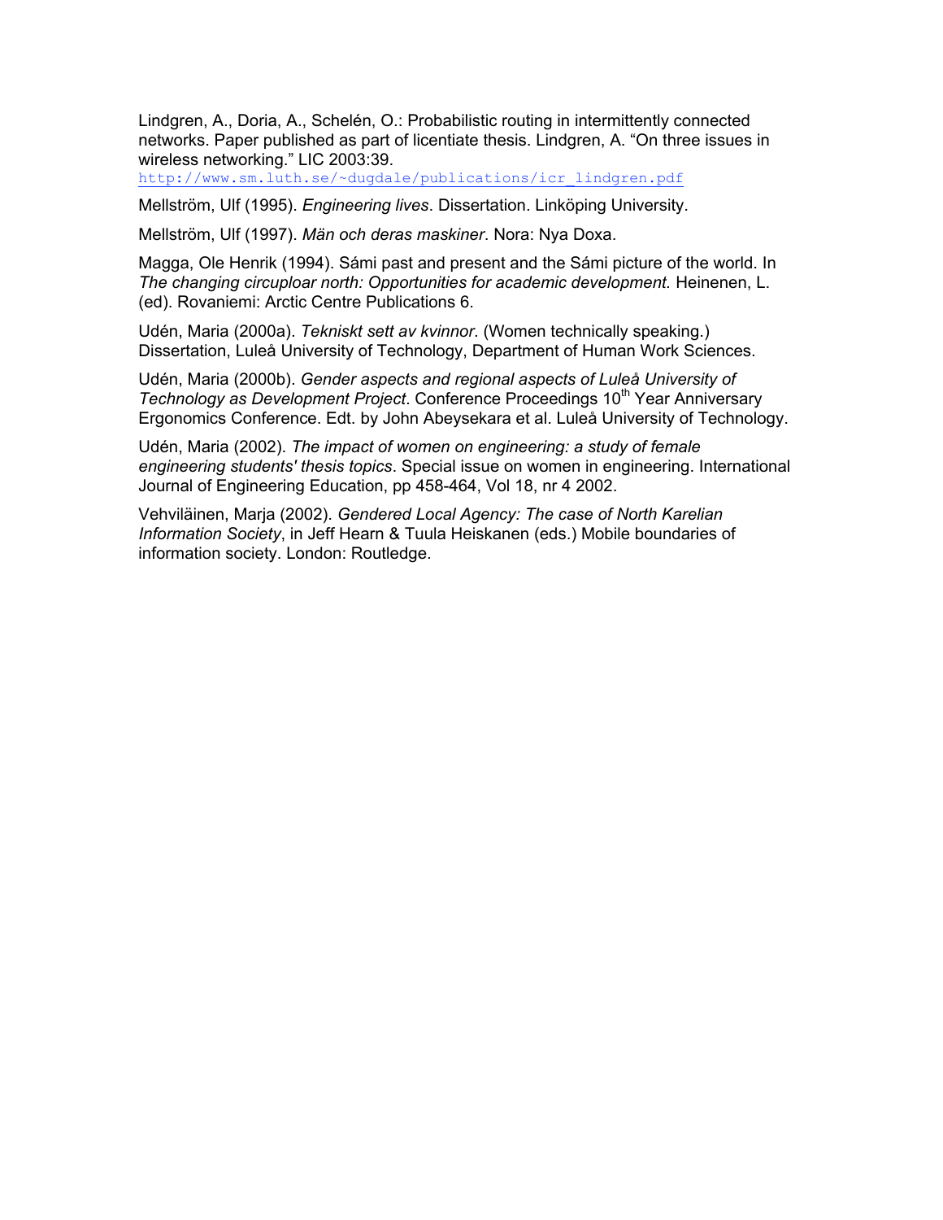Lindgren, A., Doria, A., Schelén, O.: Probabilistic routing in intermittently connected networks. Paper published as part of licentiate thesis. Lindgren, A. "On three issues in wireless networking." LIC 2003:39.
http://www.sm.luth.se/~dugdale/publications/icr_lindgren.pdf

Mellström, Ulf (1995). *Engineering lives*. Dissertation. Linköping University.

Mellström, Ulf (1997). *Män och deras maskiner*. Nora: Nya Doxa.

Magga, Ole Henrik (1994). Sámi past and present and the Sámi picture of the world. In *The changing circuploar north: Opportunities for academic development.* Heinenen, L. (ed). Rovaniemi: Arctic Centre Publications 6.

Udén, Maria (2000a). *Tekniskt sett av kvinnor*. (Women technically speaking.) Dissertation, Luleå University of Technology, Department of Human Work Sciences.

Udén, Maria (2000b). *Gender aspects and regional aspects of Luleå University of Technology as Development Project*. Conference Proceedings 10th Year Anniversary Ergonomics Conference. Edt. by John Abeysekara et al. Luleå University of Technology.

Udén, Maria (2002). *The impact of women on engineering: a study of female engineering students' thesis topics*. Special issue on women in engineering. International Journal of Engineering Education, pp 458-464, Vol 18, nr 4 2002.

Vehviläinen, Marja (2002). *Gendered Local Agency: The case of North Karelian Information Society*, in Jeff Hearn & Tuula Heiskanen (eds.) Mobile boundaries of information society. London: Routledge.